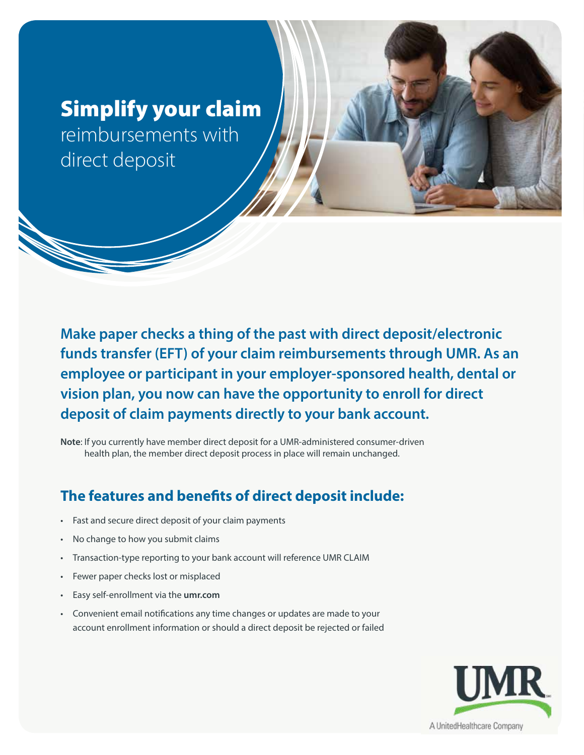# **Simplify your claim** reimbursements with direct deposit

**Make paper checks a thing of the past with direct deposit/electronic funds transfer (EFT) of your claim reimbursements through UMR. As an employee or participant in your employer-sponsored health, dental or vision plan, you now can have the opportunity to enroll for direct deposit of claim payments directly to your bank account.**

**Note**: If you currently have member direct deposit for a UMR-administered consumer-driven health plan, the member direct deposit process in place will remain unchanged.

## The features and benefits of direct deposit include:

- Fast and secure direct deposit of your claim payments
- No change to how you submit claims
- Transaction-type reporting to your bank account will reference UMR CLAIM
- Fewer paper checks lost or misplaced
- Easy self-enrollment via the **umr.com**
- Convenient email notifications any time changes or updates are made to your account enrollment information or should a direct deposit be rejected or failed

UMR
A UnitedHealthcare Company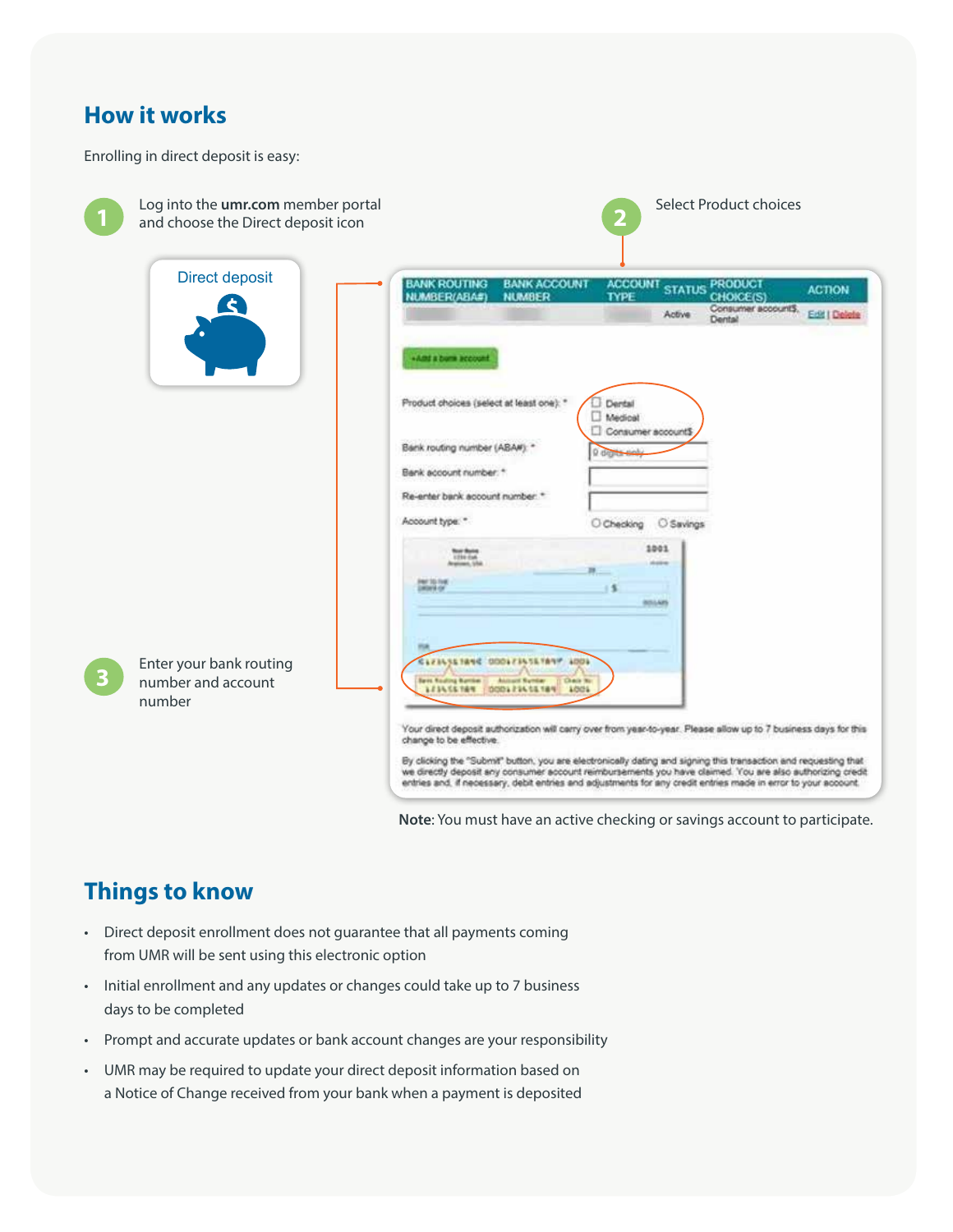## How it works

Enrolling in direct deposit is easy:

1. Log into the **umr.com** member portal and choose the Direct deposit icon

   Direct deposit

2. Select Product choices

3. Enter your bank routing number and account number

| BANK ROUTING NUMBER(ABA#) | BANK ACCOUNT NUMBER | ACCOUNT TYPE | STATUS | PRODUCT CHOICE(S) | ACTION |
|---|---|---|---|---|---|
| | | | Active | Consumer account$, Dental | Edit \| Delete |

+Add a bank account

Product choices (select at least one): *
- Dental
- Medical
- Consumer account$

Bank routing number (ABA#): * 9 digits only

Bank account number: *

Re-enter bank account number: *

Account type: * Checking Savings

Your direct deposit authorization will carry over from year-to-year. Please allow up to 7 business days for this change to be effective.

By clicking the "Submit" button, you are electronically dating and signing this transaction and requesting that we directly deposit any consumer account reimbursements you have claimed. You are also authorizing credit entries and, if necessary, debit entries and adjustments for any credit entries made in error to your account.

**Note**: You must have an active checking or savings account to participate.

## Things to know

- Direct deposit enrollment does not guarantee that all payments coming from UMR will be sent using this electronic option
- Initial enrollment and any updates or changes could take up to 7 business days to be completed
- Prompt and accurate updates or bank account changes are your responsibility
- UMR may be required to update your direct deposit information based on a Notice of Change received from your bank when a payment is deposited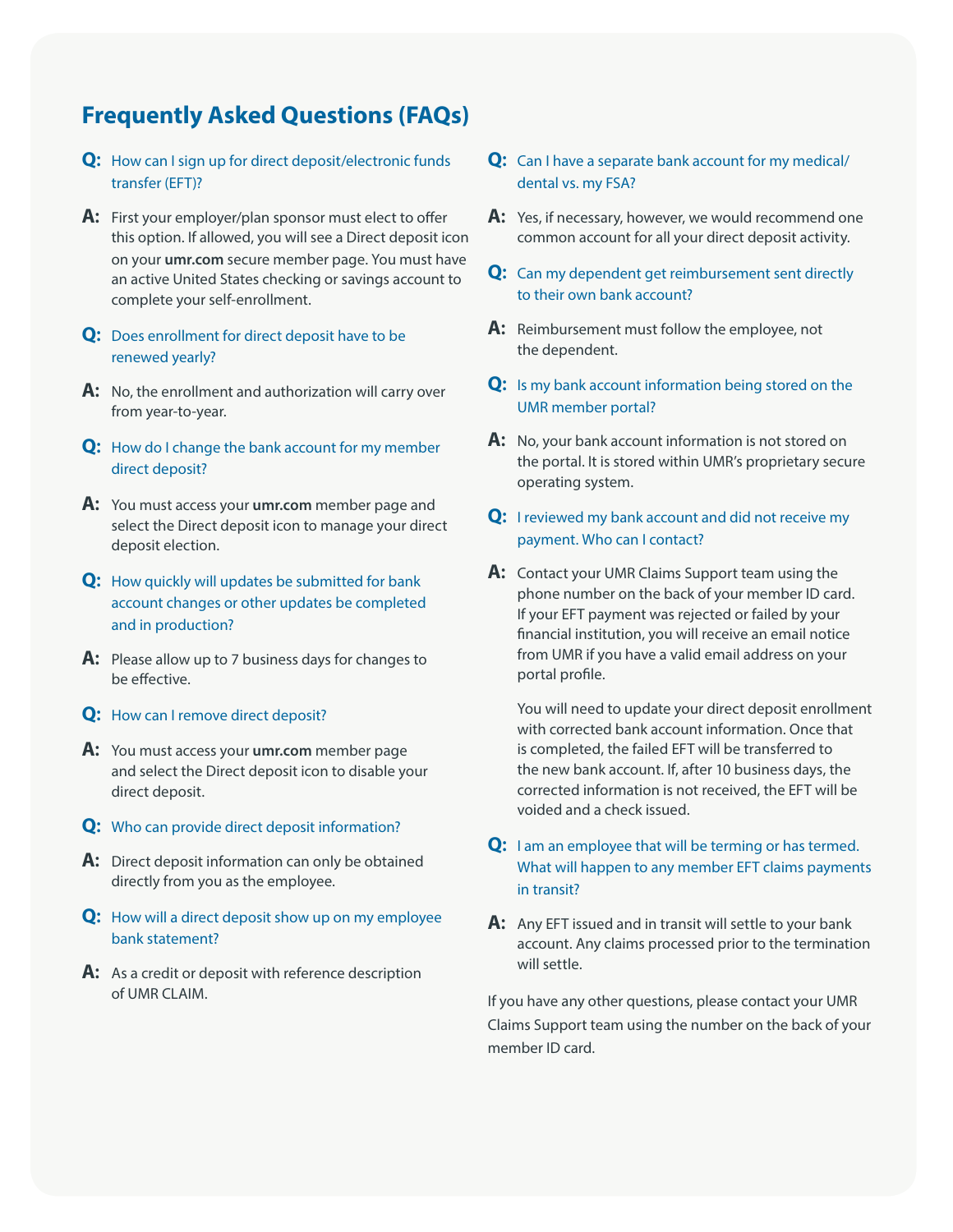## Frequently Asked Questions (FAQs)

**Q:** How can I sign up for direct deposit/electronic funds transfer (EFT)?

**A:** First your employer/plan sponsor must elect to offer this option. If allowed, you will see a Direct deposit icon on your **umr.com** secure member page. You must have an active United States checking or savings account to complete your self-enrollment.

**Q:** Does enrollment for direct deposit have to be renewed yearly?

**A:** No, the enrollment and authorization will carry over from year-to-year.

**Q:** How do I change the bank account for my member direct deposit?

**A:** You must access your **umr.com** member page and select the Direct deposit icon to manage your direct deposit election.

**Q:** How quickly will updates be submitted for bank account changes or other updates be completed and in production?

**A:** Please allow up to 7 business days for changes to be effective.

**Q:** How can I remove direct deposit?

**A:** You must access your **umr.com** member page and select the Direct deposit icon to disable your direct deposit.

**Q:** Who can provide direct deposit information?

**A:** Direct deposit information can only be obtained directly from you as the employee.

**Q:** How will a direct deposit show up on my employee bank statement?

**A:** As a credit or deposit with reference description of UMR CLAIM.

**Q:** Can I have a separate bank account for my medical/dental vs. my FSA?

**A:** Yes, if necessary, however, we would recommend one common account for all your direct deposit activity.

**Q:** Can my dependent get reimbursement sent directly to their own bank account?

**A:** Reimbursement must follow the employee, not the dependent.

**Q:** Is my bank account information being stored on the UMR member portal?

**A:** No, your bank account information is not stored on the portal. It is stored within UMR's proprietary secure operating system.

**Q:** I reviewed my bank account and did not receive my payment. Who can I contact?

**A:** Contact your UMR Claims Support team using the phone number on the back of your member ID card. If your EFT payment was rejected or failed by your financial institution, you will receive an email notice from UMR if you have a valid email address on your portal profile.

You will need to update your direct deposit enrollment with corrected bank account information. Once that is completed, the failed EFT will be transferred to the new bank account. If, after 10 business days, the corrected information is not received, the EFT will be voided and a check issued.

**Q:** I am an employee that will be terming or has termed. What will happen to any member EFT claims payments in transit?

**A:** Any EFT issued and in transit will settle to your bank account. Any claims processed prior to the termination will settle.

If you have any other questions, please contact your UMR Claims Support team using the number on the back of your member ID card.